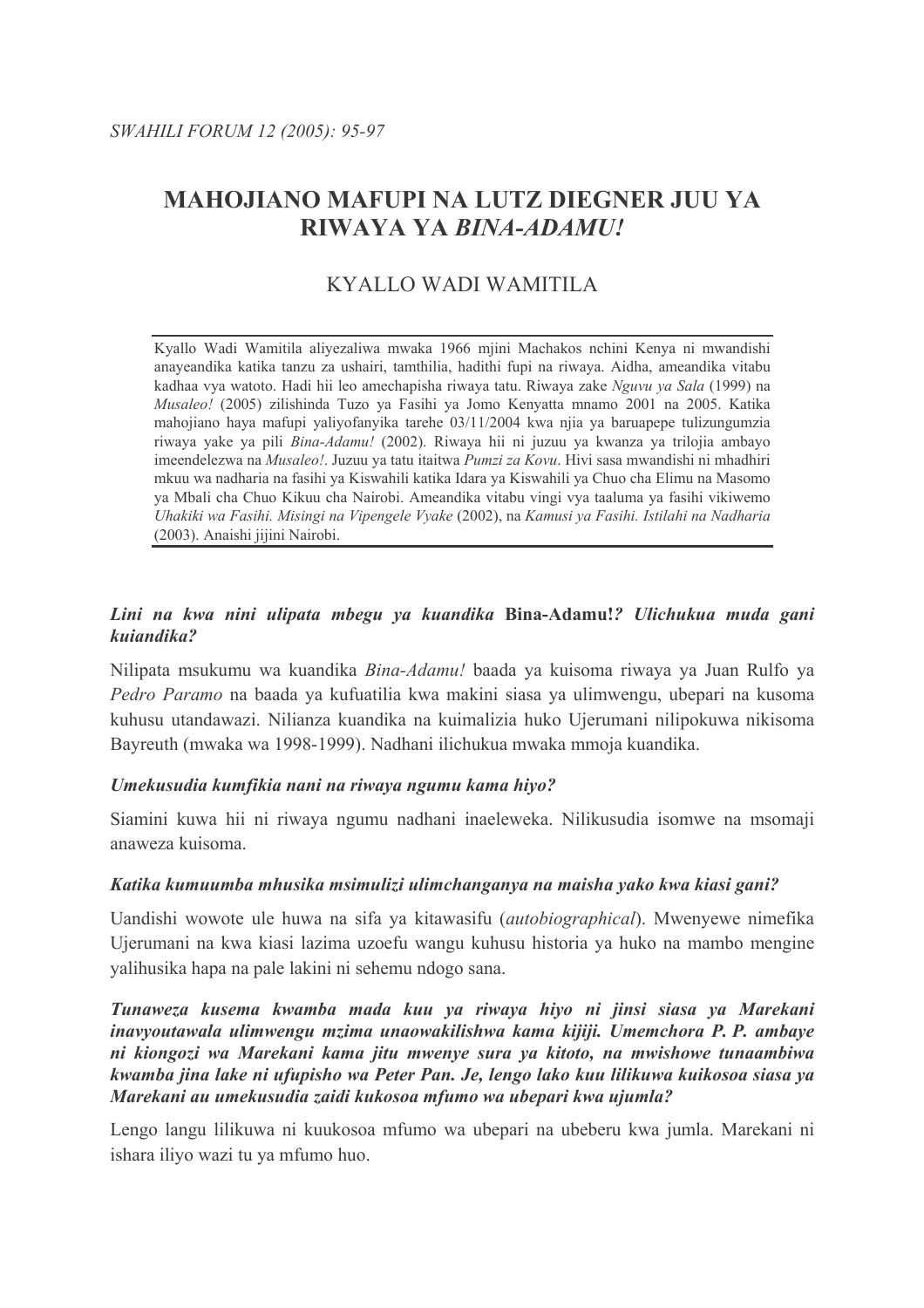# MAHOJIANO MAFUPI NA LUTZ DIEGNER JUU YA RIWAYA YA *BINA-ADAMU!*

## KYALLO WADI WAMITILA

Kyallo Wadi Wamitila aliyezaliwa mwaka 1966 mjini Machakos nchini Kenya ni mwandishi anayeandika katika tanzu za ushairi, tamthilia, hadithi fupi na riwaya. Aidha, ameandika vitabu kadhaa vya watoto. Hadi hii leo amechapisha riwaya tatu. Riwaya zake *Nguvu ya Sala* (1999) na *Musaleo!* (2005) zilishinda Tuzo ya Fasihi ya Jomo Kenyatta mnamo 2001 na 2005. Katika mahojiano haya mafupi yaliyofanyika tarehe 03/11/2004 kwa njia ya baruapepe tulizungumzia riwaya yake ya pili *Bina-Adamu!* (2002). Riwaya hii ni juzuu ya kwanza ya trilojia ambayo imeendelezwa na *Musaleo!*. Juzuu ya tatu itaitwa *Pumzi za Kovu*. Hivi sasa mwandishi ni mhadhiri mkuu wa nadharia na fasihi ya Kiswahili katika Idara ya Kiswahili ya Chuo cha Elimu na Masomo ya Mbali cha Chuo Kikuu cha Nairobi. Ameandika vitabu vingi vya taaluma ya fasihi vikiwemo *Uhakiki wa Fasihi. Misingi na Vipengele Vyake* (2002), na *Kamusi ya Fasihi. Istilahi na Nadharia* (2003). Anaishi jijini Nairobi.

***Lini na kwa nini ulipata mbegu ya kuandika* Bina-Adamu!*? Ulichukua muda gani kuiandika?***

Nilipata msukumu wa kuandika *Bina-Adamu!* baada ya kuisoma riwaya ya Juan Rulfo ya *Pedro Paramo* na baada ya kufuatilia kwa makini siasa ya ulimwengu, ubepari na kusoma kuhusu utandawazi. Nilianza kuandika na kuimalizia huko Ujerumani nilipokuwa nikisoma Bayreuth (mwaka wa 1998-1999). Nadhani ilichukua mwaka mmoja kuandika.

***Umekusudia kumfikia nani na riwaya ngumu kama hiyo?***

Siamini kuwa hii ni riwaya ngumu nadhani inaeleweka. Nilikusudia isomwe na msomaji anaweza kuisoma.

***Katika kumuumba mhusika msimulizi ulimchanganya na maisha yako kwa kiasi gani?***

Uandishi wowote ule huwa na sifa ya kitawasifu (*autobiographical*). Mwenyewe nimefika Ujerumani na kwa kiasi lazima uzoefu wangu kuhusu historia ya huko na mambo mengine yalihusika hapa na pale lakini ni sehemu ndogo sana.

***Tunaweza kusema kwamba mada kuu ya riwaya hiyo ni jinsi siasa ya Marekani inavyoutawala ulimwengu mzima unaowakilishwa kama kijiji. Umemchora P. P. ambaye ni kiongozi wa Marekani kama jitu mwenye sura ya kitoto, na mwishowe tunaambiwa kwamba jina lake ni ufupisho wa Peter Pan. Je, lengo lako kuu lilikuwa kuikosoa siasa ya Marekani au umekusudia zaidi kukosoa mfumo wa ubepari kwa ujumla?***

Lengo langu lilikuwa ni kuukosoa mfumo wa ubepari na ubeberu kwa jumla. Marekani ni ishara iliyo wazi tu ya mfumo huo.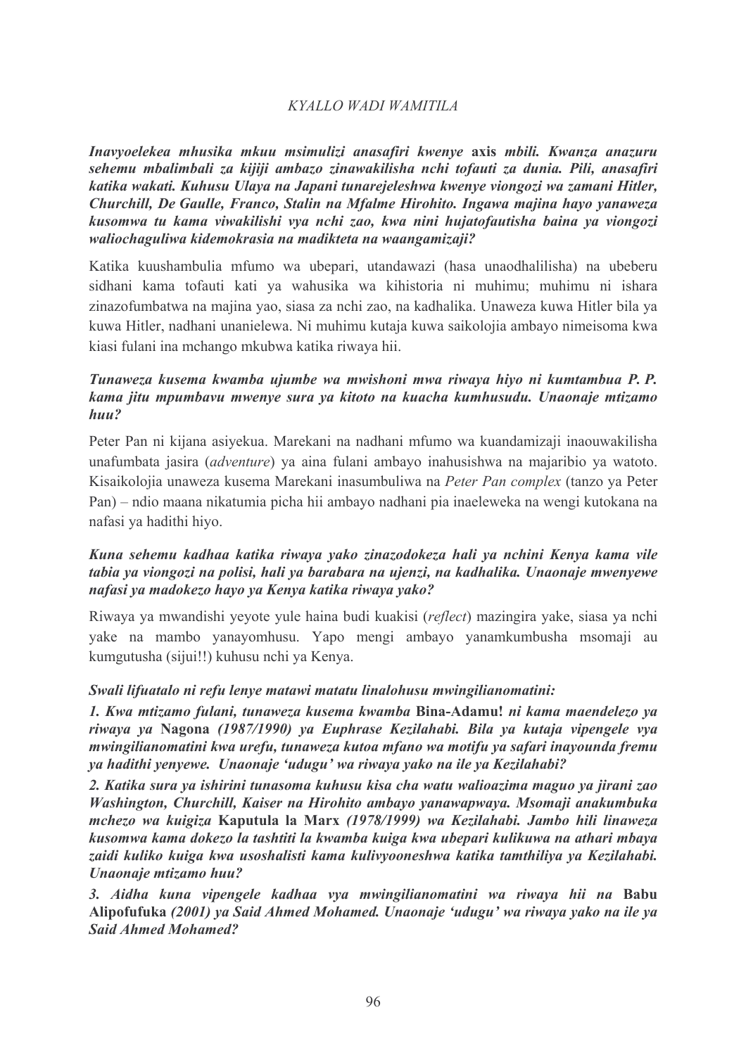***Inavyoelekea mhusika mkuu msimulizi anasafiri kwenye* axis *mbili. Kwanza anazuru sehemu mbalimbali za kijiji ambazo zinawakilisha nchi tofauti za dunia. Pili, anasafiri katika wakati. Kuhusu Ulaya na Japani tunarejeleshwa kwenye viongozi wa zamani Hitler, Churchill, De Gaulle, Franco, Stalin na Mfalme Hirohito. Ingawa majina hayo yanaweza kusomwa tu kama viwakilishi vya nchi zao, kwa nini hujatofautisha baina ya viongozi waliochaguliwa kidemokrasia na madikteta na waangamizaji?***

Katika kuushambulia mfumo wa ubepari, utandawazi (hasa unaodhalilisha) na ubeberu sidhani kama tofauti kati ya wahusika wa kihistoria ni muhimu; muhimu ni ishara zinazofumbatwa na majina yao, siasa za nchi zao, na kadhalika. Unaweza kuwa Hitler bila ya kuwa Hitler, nadhani unanielewa. Ni muhimu kutaja kuwa saikolojia ambayo nimeisoma kwa kiasi fulani ina mchango mkubwa katika riwaya hii.

***Tunaweza kusema kwamba ujumbe wa mwishoni mwa riwaya hiyo ni kumtambua P. P. kama jitu mpumbavu mwenye sura ya kitoto na kuacha kumhusudu. Unaonaje mtizamo huu?***

Peter Pan ni kijana asiyekua. Marekani na nadhani mfumo wa kuandamizaji inaouwakilisha unafumbata jasira (*adventure*) ya aina fulani ambayo inahusishwa na majaribio ya watoto. Kisaikolojia unaweza kusema Marekani inasumbuliwa na *Peter Pan complex* (tanzo ya Peter Pan) – ndio maana nikatumia picha hii ambayo nadhani pia inaeleweka na wengi kutokana na nafasi ya hadithi hiyo.

***Kuna sehemu kadhaa katika riwaya yako zinazodokeza hali ya nchini Kenya kama vile tabia ya viongozi na polisi, hali ya barabara na ujenzi, na kadhalika. Unaonaje mwenyewe nafasi ya madokezo hayo ya Kenya katika riwaya yako?***

Riwaya ya mwandishi yeyote yule haina budi kuakisi (*reflect*) mazingira yake, siasa ya nchi yake na mambo yanayomhusu. Yapo mengi ambayo yanamkumbusha msomaji au kumgutusha (sijui!!) kuhusu nchi ya Kenya.

***Swali lifuatalo ni refu lenye matawi matatu linalohusu mwingilianomatini:***

***1. Kwa mtizamo fulani, tunaweza kusema kwamba* Bina-Adamu!** ***ni kama maendelezo ya riwaya ya* Nagona** ***(1987/1990) ya Euphrase Kezilahabi. Bila ya kutaja vipengele vya mwingilianomatini kwa urefu, tunaweza kutoa mfano wa motifu ya safari inayounda fremu ya hadithi yenyewe. Unaonaje 'udugu' wa riwaya yako na ile ya Kezilahabi?***

***2. Katika sura ya ishirini tunasoma kuhusu kisa cha watu walioazima maguo ya jirani zao Washington, Churchill, Kaiser na Hirohito ambayo yanawapwaya. Msomaji anakumbuka mchezo wa kuigiza* Kaputula la Marx *(1978/1999) wa Kezilahabi. Jambo hili linaweza kusomwa kama dokezo la tashtiti la kwamba kuiga kwa ubepari kulikuwa na athari mbaya zaidi kuliko kuiga kwa usoshalisti kama kulivyooneshwa katika tamthiliya ya Kezilahabi. Unaonaje mtizamo huu?***

***3. Aidha kuna vipengele kadhaa vya mwingilianomatini wa riwaya hii na* Babu Alipofufuka *(2001) ya Said Ahmed Mohamed. Unaonaje 'udugu' wa riwaya yako na ile ya Said Ahmed Mohamed?***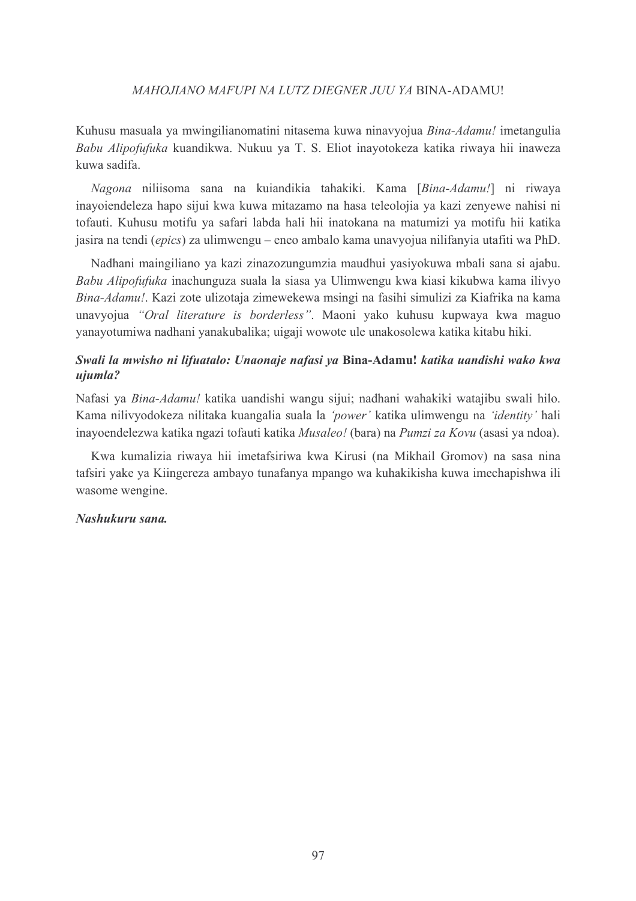Kuhusu masuala ya mwingilianomatini nitasema kuwa ninavyojua *Bina-Adamu!* imetangulia *Babu Alipofufuka* kuandikwa. Nukuu ya T. S. Eliot inayotokeza katika riwaya hii inaweza kuwa sadifa.

*Nagona* niliisoma sana na kuiandikia tahakiki. Kama [*Bina-Adamu!*] ni riwaya inayoiendeleza hapo sijui kwa kuwa mitazamo na hasa teleolojia ya kazi zenyewe nahisi ni tofauti. Kuhusu motifu ya safari labda hali hii inatokana na matumizi ya motifu hii katika jasira na tendi (*epics*) za ulimwengu – eneo ambalo kama unavyojua nilifanyia utafiti wa PhD.

Nadhani maingiliano ya kazi zinazozungumzia maudhui yasiyokuwa mbali sana si ajabu. *Babu Alipofufuka* inachunguza suala la siasa ya Ulimwengu kwa kiasi kikubwa kama ilivyo *Bina-Adamu!*. Kazi zote ulizotaja zimewekewa msingi na fasihi simulizi za Kiafrika na kama unavyojua *"Oral literature is borderless"*. Maoni yako kuhusu kupwaya kwa maguo yanayotumiwa nadhani yanakubalika; uigaji wowote ule unakosolewa katika kitabu hiki.

***Swali la mwisho ni lifuatalo: Unaonaje nafasi ya* Bina-Adamu! *katika uandishi wako kwa ujumla?***

Nafasi ya *Bina-Adamu!* katika uandishi wangu sijui; nadhani wahakiki watajibu swali hilo. Kama nilivyodokeza nilitaka kuangalia suala la *'power'* katika ulimwengu na *'identity'* hali inayoendelezwa katika ngazi tofauti katika *Musaleo!* (bara) na *Pumzi za Kovu* (asasi ya ndoa).

Kwa kumalizia riwaya hii imetafsiriwa kwa Kirusi (na Mikhail Gromov) na sasa nina tafsiri yake ya Kiingereza ambayo tunafanya mpango wa kuhakikisha kuwa imechapishwa ili wasome wengine.

***Nashukuru sana.***